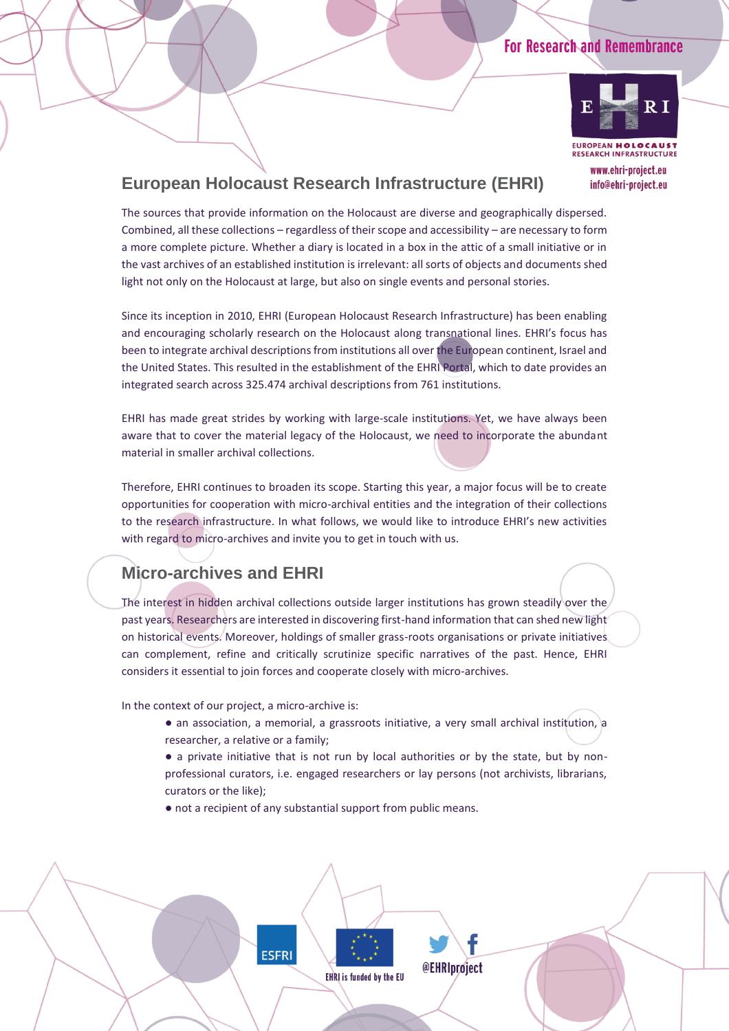For Research and Remembrance

EUROPEAN HOLOCAUST RESEARCH INFRASTRUCTURE

www.ehri-project.eu
info@ehri-project.eu

## European Holocaust Research Infrastructure (EHRI)

The sources that provide information on the Holocaust are diverse and geographically dispersed. Combined, all these collections – regardless of their scope and accessibility – are necessary to form a more complete picture. Whether a diary is located in a box in the attic of a small initiative or in the vast archives of an established institution is irrelevant: all sorts of objects and documents shed light not only on the Holocaust at large, but also on single events and personal stories.

Since its inception in 2010, EHRI (European Holocaust Research Infrastructure) has been enabling and encouraging scholarly research on the Holocaust along transnational lines. EHRI's focus has been to integrate archival descriptions from institutions all over the European continent, Israel and the United States. This resulted in the establishment of the EHRI Portal, which to date provides an integrated search across 325.474 archival descriptions from 761 institutions.

EHRI has made great strides by working with large-scale institutions. Yet, we have always been aware that to cover the material legacy of the Holocaust, we need to incorporate the abundant material in smaller archival collections.

Therefore, EHRI continues to broaden its scope. Starting this year, a major focus will be to create opportunities for cooperation with micro-archival entities and the integration of their collections to the research infrastructure. In what follows, we would like to introduce EHRI's new activities with regard to micro-archives and invite you to get in touch with us.

## Micro-archives and EHRI

The interest in hidden archival collections outside larger institutions has grown steadily over the past years. Researchers are interested in discovering first-hand information that can shed new light on historical events. Moreover, holdings of smaller grass-roots organisations or private initiatives can complement, refine and critically scrutinize specific narratives of the past. Hence, EHRI considers it essential to join forces and cooperate closely with micro-archives.

In the context of our project, a micro-archive is:

- an association, a memorial, a grassroots initiative, a very small archival institution, a researcher, a relative or a family;
- a private initiative that is not run by local authorities or by the state, but by non-professional curators, i.e. engaged researchers or lay persons (not archivists, librarians, curators or the like);
- not a recipient of any substantial support from public means.

ESFRI

EHRI is funded by the EU

@EHRIproject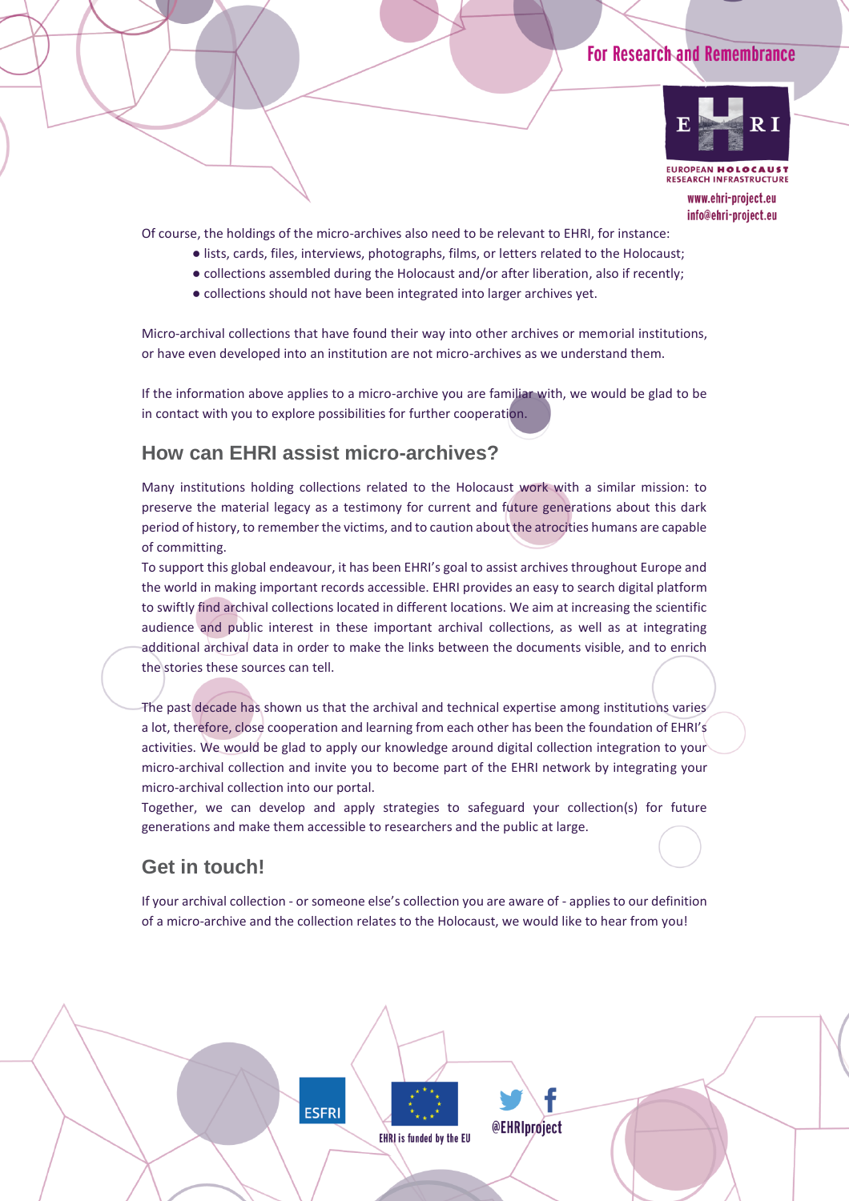Of course, the holdings of the micro-archives also need to be relevant to EHRI, for instance:

- lists, cards, files, interviews, photographs, films, or letters related to the Holocaust;
- collections assembled during the Holocaust and/or after liberation, also if recently;
- collections should not have been integrated into larger archives yet.

Micro-archival collections that have found their way into other archives or memorial institutions, or have even developed into an institution are not micro-archives as we understand them.

If the information above applies to a micro-archive you are familiar with, we would be glad to be in contact with you to explore possibilities for further cooperation.

## How can EHRI assist micro-archives?

Many institutions holding collections related to the Holocaust work with a similar mission: to preserve the material legacy as a testimony for current and future generations about this dark period of history, to remember the victims, and to caution about the atrocities humans are capable of committing.

To support this global endeavour, it has been EHRI's goal to assist archives throughout Europe and the world in making important records accessible. EHRI provides an easy to search digital platform to swiftly find archival collections located in different locations. We aim at increasing the scientific audience and public interest in these important archival collections, as well as at integrating additional archival data in order to make the links between the documents visible, and to enrich the stories these sources can tell.

The past decade has shown us that the archival and technical expertise among institutions varies a lot, therefore, close cooperation and learning from each other has been the foundation of EHRI's activities. We would be glad to apply our knowledge around digital collection integration to your micro-archival collection and invite you to become part of the EHRI network by integrating your micro-archival collection into our portal.

Together, we can develop and apply strategies to safeguard your collection(s) for future generations and make them accessible to researchers and the public at large.

## Get in touch!

If your archival collection - or someone else's collection you are aware of - applies to our definition of a micro-archive and the collection relates to the Holocaust, we would like to hear from you!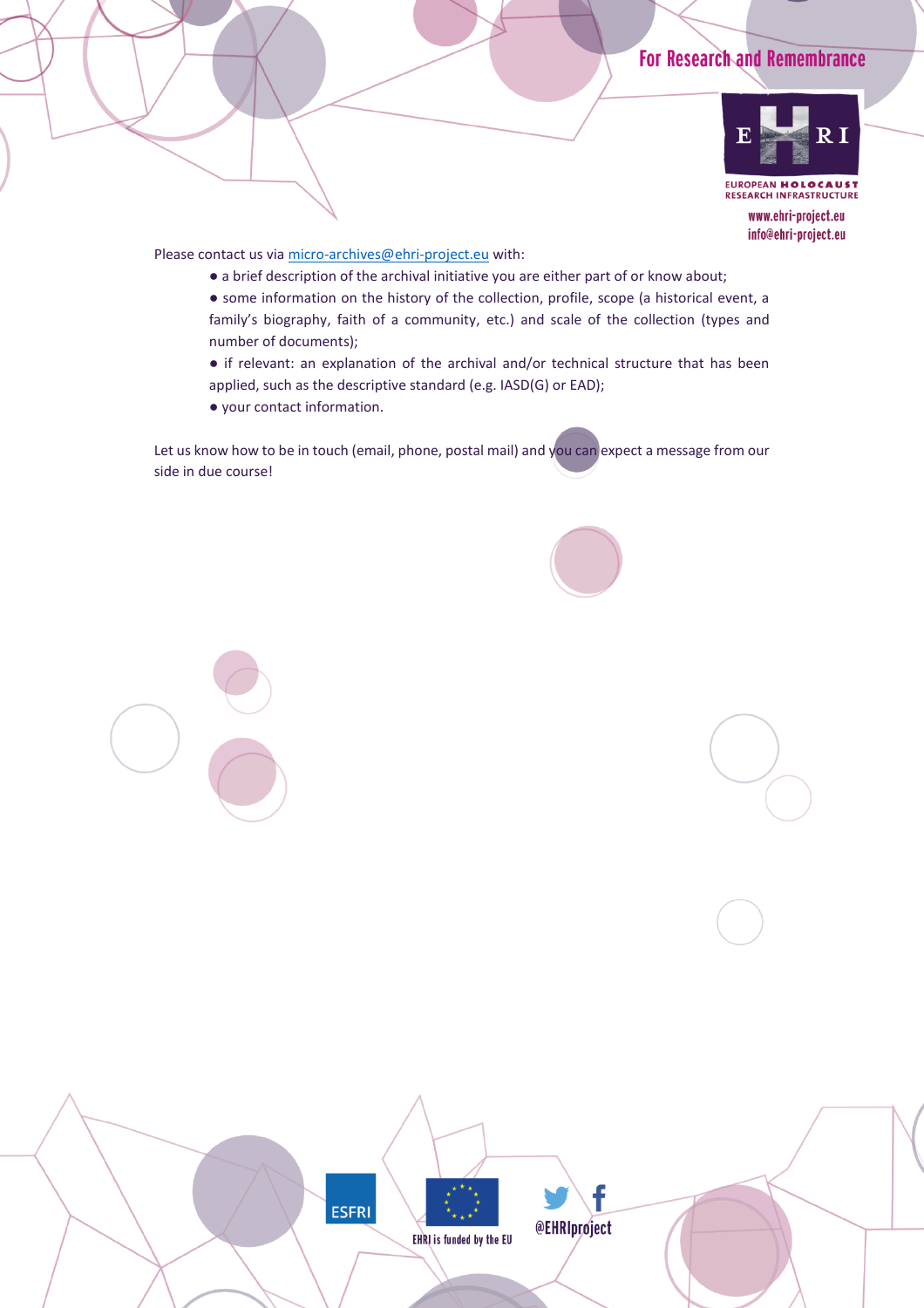Please contact us via micro-archives@ehri-project.eu with:

- a brief description of the archival initiative you are either part of or know about;
- some information on the history of the collection, profile, scope (a historical event, a family's biography, faith of a community, etc.) and scale of the collection (types and number of documents);
- if relevant: an explanation of the archival and/or technical structure that has been applied, such as the descriptive standard (e.g. IASD(G) or EAD);
- your contact information.

Let us know how to be in touch (email, phone, postal mail) and you can expect a message from our side in due course!